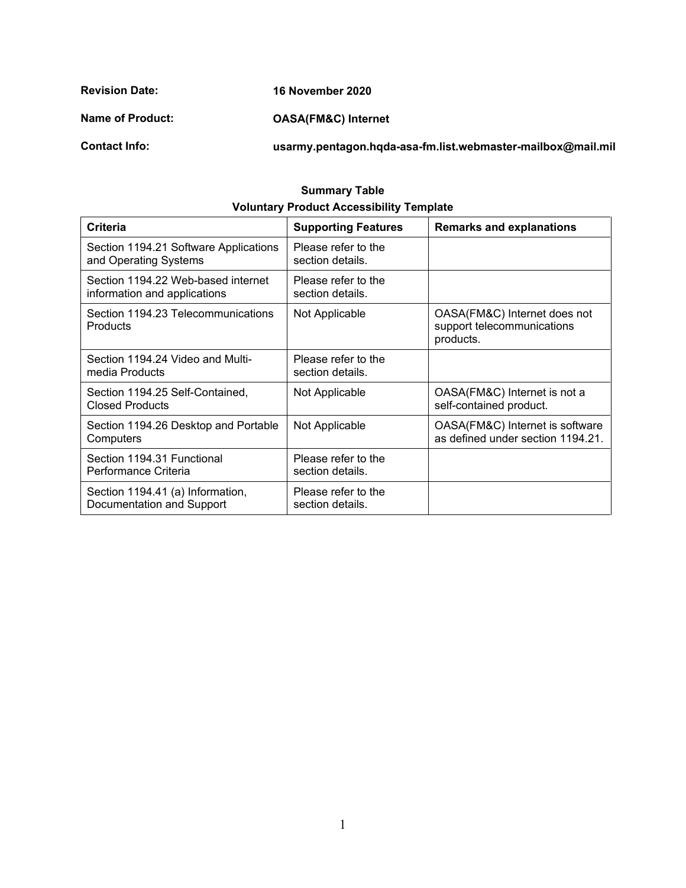**Revision Date:** 16 November 2020

**Name of Product:** OASA(FM&C) Internet

**Contact Info:** usarmy.pentagon.hqda-asa-fm.list.webmaster-mailbox@mail.mil

## Summary Table
## Voluntary Product Accessibility Template

| Criteria | Supporting Features | Remarks and explanations |
| --- | --- | --- |
| Section 1194.21 Software Applications and Operating Systems | Please refer to the section details. | |
| Section 1194.22 Web-based internet information and applications | Please refer to the section details. | |
| Section 1194.23 Telecommunications Products | Not Applicable | OASA(FM&C) Internet does not support telecommunications products. |
| Section 1194.24 Video and Multi-media Products | Please refer to the section details. | |
| Section 1194.25 Self-Contained, Closed Products | Not Applicable | OASA(FM&C) Internet is not a self-contained product. |
| Section 1194.26 Desktop and Portable Computers | Not Applicable | OASA(FM&C) Internet is software as defined under section 1194.21. |
| Section 1194.31 Functional Performance Criteria | Please refer to the section details. | |
| Section 1194.41 (a) Information, Documentation and Support | Please refer to the section details. | |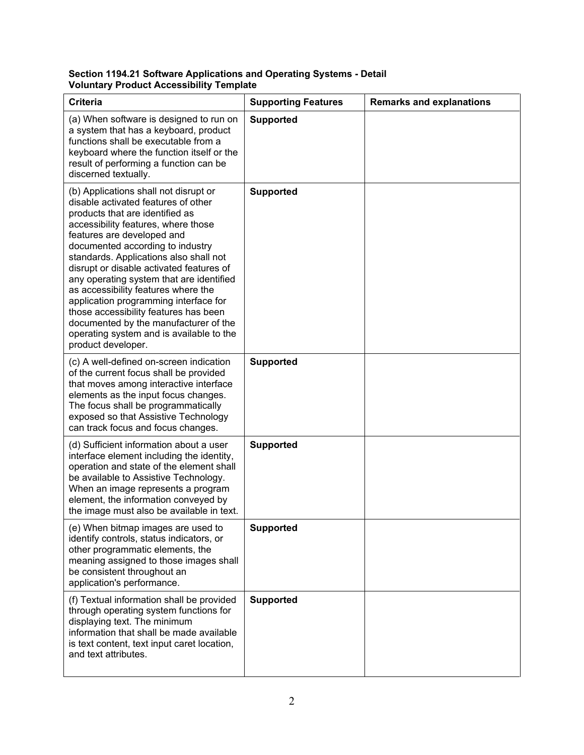**Section 1194.21 Software Applications and Operating Systems - Detail**
**Voluntary Product Accessibility Template**

| Criteria | Supporting Features | Remarks and explanations |
|---|---|---|
| (a) When software is designed to run on a system that has a keyboard, product functions shall be executable from a keyboard where the function itself or the result of performing a function can be discerned textually. | **Supported** | |
| (b) Applications shall not disrupt or disable activated features of other products that are identified as accessibility features, where those features are developed and documented according to industry standards. Applications also shall not disrupt or disable activated features of any operating system that are identified as accessibility features where the application programming interface for those accessibility features has been documented by the manufacturer of the operating system and is available to the product developer. | **Supported** | |
| (c) A well-defined on-screen indication of the current focus shall be provided that moves among interactive interface elements as the input focus changes. The focus shall be programmatically exposed so that Assistive Technology can track focus and focus changes. | **Supported** | |
| (d) Sufficient information about a user interface element including the identity, operation and state of the element shall be available to Assistive Technology. When an image represents a program element, the information conveyed by the image must also be available in text. | **Supported** | |
| (e) When bitmap images are used to identify controls, status indicators, or other programmatic elements, the meaning assigned to those images shall be consistent throughout an application's performance. | **Supported** | |
| (f) Textual information shall be provided through operating system functions for displaying text. The minimum information that shall be made available is text content, text input caret location, and text attributes. | **Supported** | |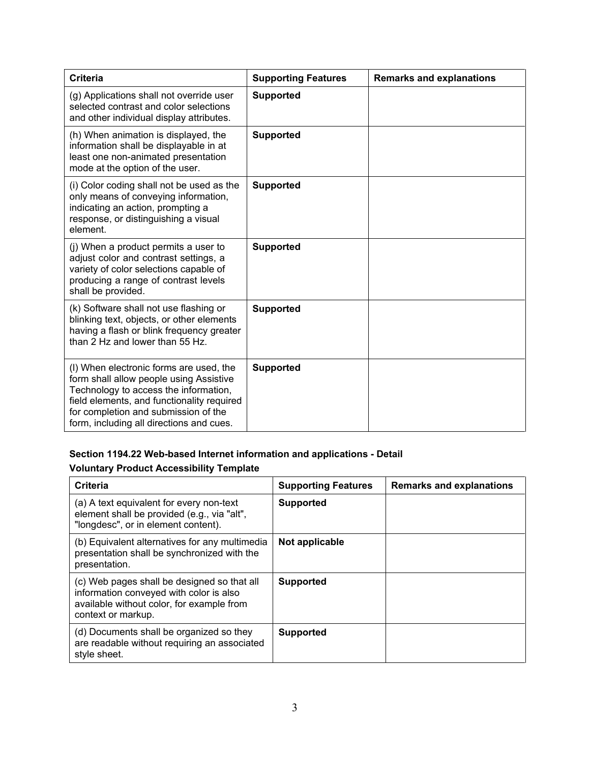| Criteria | Supporting Features | Remarks and explanations |
| --- | --- | --- |
| (g) Applications shall not override user selected contrast and color selections and other individual display attributes. | **Supported** | |
| (h) When animation is displayed, the information shall be displayable in at least one non-animated presentation mode at the option of the user. | **Supported** | |
| (i) Color coding shall not be used as the only means of conveying information, indicating an action, prompting a response, or distinguishing a visual element. | **Supported** | |
| (j) When a product permits a user to adjust color and contrast settings, a variety of color selections capable of producing a range of contrast levels shall be provided. | **Supported** | |
| (k) Software shall not use flashing or blinking text, objects, or other elements having a flash or blink frequency greater than 2 Hz and lower than 55 Hz. | **Supported** | |
| (l) When electronic forms are used, the form shall allow people using Assistive Technology to access the information, field elements, and functionality required for completion and submission of the form, including all directions and cues. | **Supported** | |

**Section 1194.22 Web-based Internet information and applications - Detail**

**Voluntary Product Accessibility Template**

| Criteria | Supporting Features | Remarks and explanations |
| --- | --- | --- |
| (a) A text equivalent for every non-text element shall be provided (e.g., via "alt", "longdesc", or in element content). | **Supported** | |
| (b) Equivalent alternatives for any multimedia presentation shall be synchronized with the presentation. | **Not applicable** | |
| (c) Web pages shall be designed so that all information conveyed with color is also available without color, for example from context or markup. | **Supported** | |
| (d) Documents shall be organized so they are readable without requiring an associated style sheet. | **Supported** | |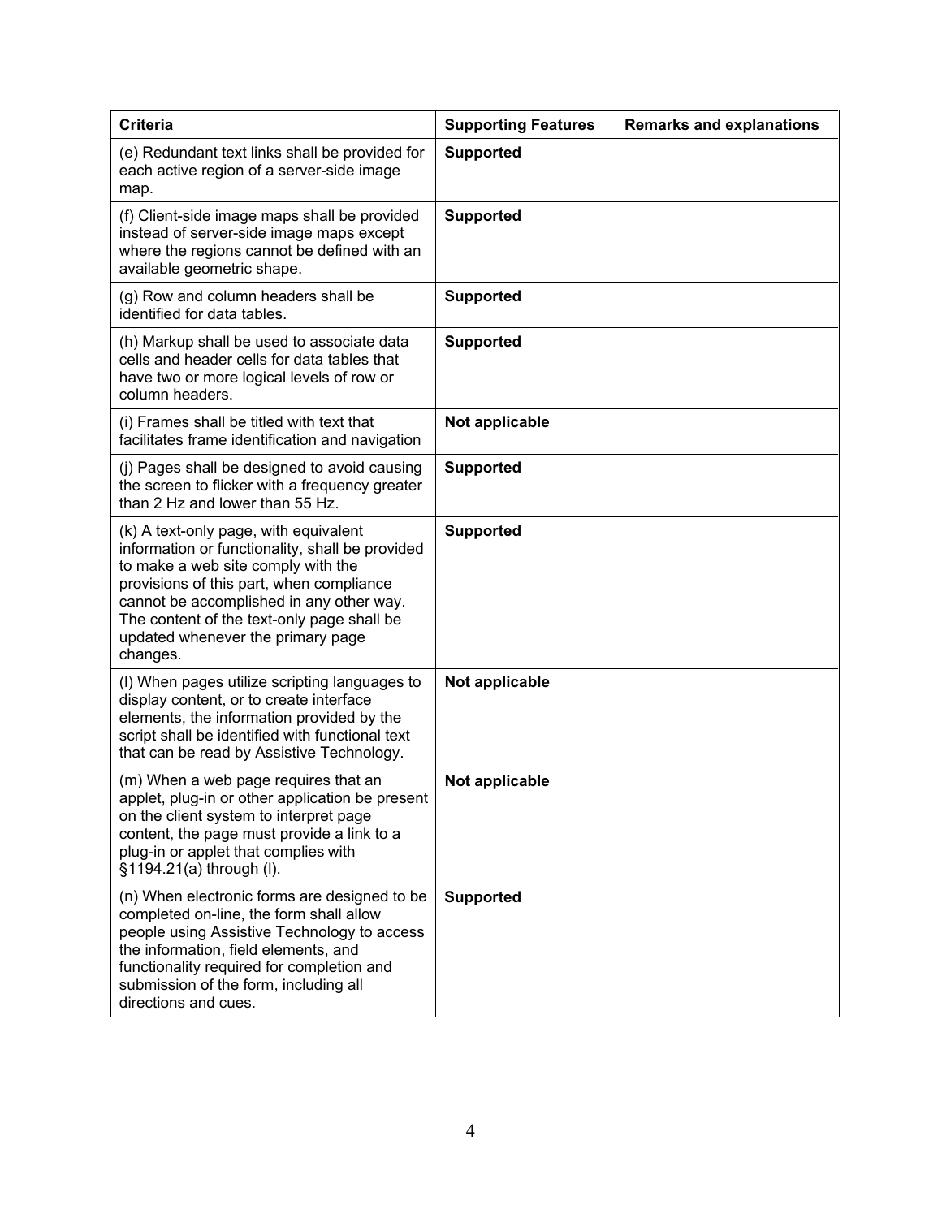| Criteria | Supporting Features | Remarks and explanations |
| --- | --- | --- |
| (e) Redundant text links shall be provided for each active region of a server-side image map. | **Supported** | |
| (f) Client-side image maps shall be provided instead of server-side image maps except where the regions cannot be defined with an available geometric shape. | **Supported** | |
| (g) Row and column headers shall be identified for data tables. | **Supported** | |
| (h) Markup shall be used to associate data cells and header cells for data tables that have two or more logical levels of row or column headers. | **Supported** | |
| (i) Frames shall be titled with text that facilitates frame identification and navigation | **Not applicable** | |
| (j) Pages shall be designed to avoid causing the screen to flicker with a frequency greater than 2 Hz and lower than 55 Hz. | **Supported** | |
| (k) A text-only page, with equivalent information or functionality, shall be provided to make a web site comply with the provisions of this part, when compliance cannot be accomplished in any other way. The content of the text-only page shall be updated whenever the primary page changes. | **Supported** | |
| (l) When pages utilize scripting languages to display content, or to create interface elements, the information provided by the script shall be identified with functional text that can be read by Assistive Technology. | **Not applicable** | |
| (m) When a web page requires that an applet, plug-in or other application be present on the client system to interpret page content, the page must provide a link to a plug-in or applet that complies with §1194.21(a) through (l). | **Not applicable** | |
| (n) When electronic forms are designed to be completed on-line, the form shall allow people using Assistive Technology to access the information, field elements, and functionality required for completion and submission of the form, including all directions and cues. | **Supported** | |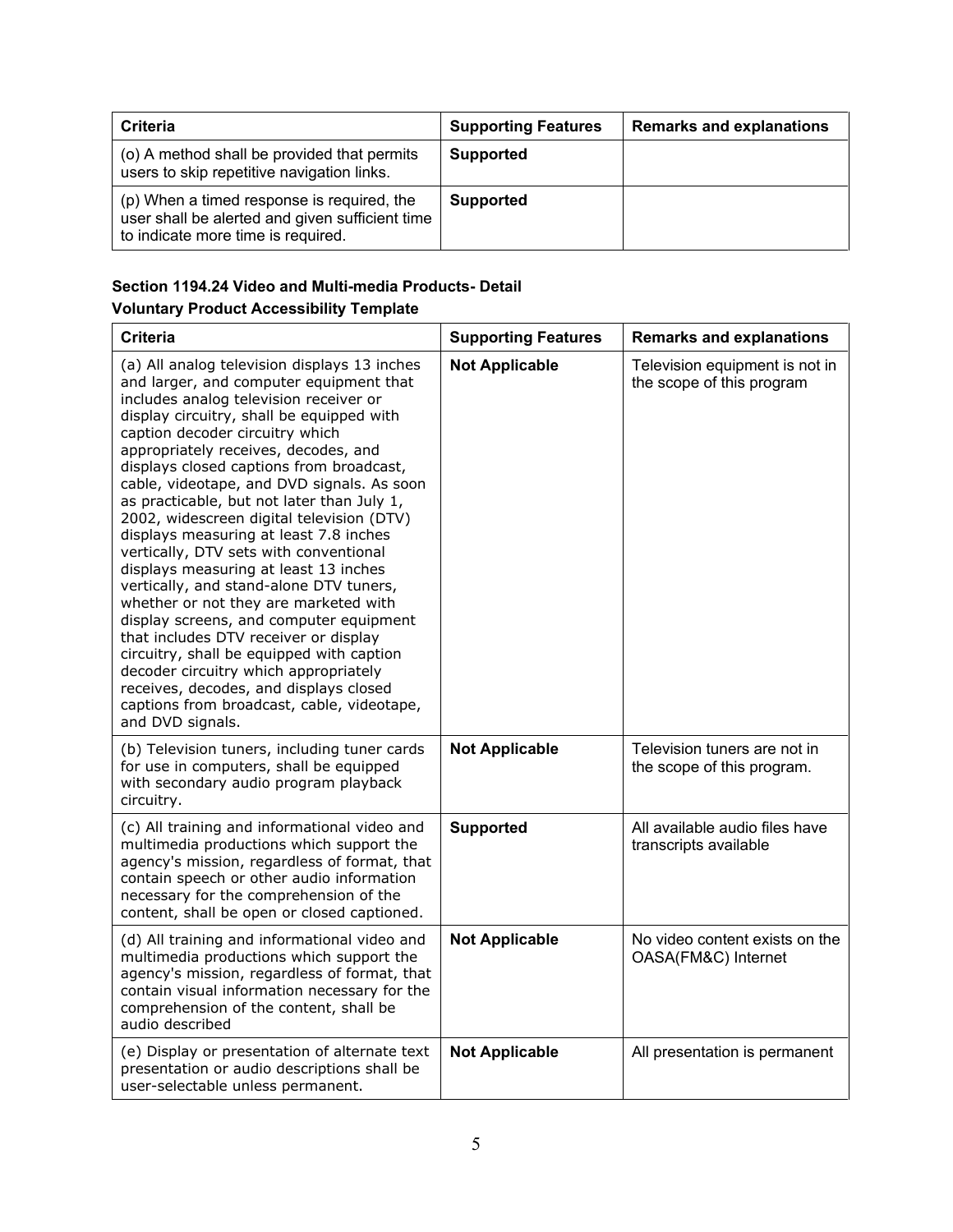| Criteria | Supporting Features | Remarks and explanations |
| --- | --- | --- |
| (o) A method shall be provided that permits users to skip repetitive navigation links. | **Supported** | |
| (p) When a timed response is required, the user shall be alerted and given sufficient time to indicate more time is required. | **Supported** | |

**Section 1194.24 Video and Multi-media Products- Detail**

**Voluntary Product Accessibility Template**

| Criteria | Supporting Features | Remarks and explanations |
| --- | --- | --- |
| (a) All analog television displays 13 inches and larger, and computer equipment that includes analog television receiver or display circuitry, shall be equipped with caption decoder circuitry which appropriately receives, decodes, and displays closed captions from broadcast, cable, videotape, and DVD signals. As soon as practicable, but not later than July 1, 2002, widescreen digital television (DTV) displays measuring at least 7.8 inches vertically, DTV sets with conventional displays measuring at least 13 inches vertically, and stand-alone DTV tuners, whether or not they are marketed with display screens, and computer equipment that includes DTV receiver or display circuitry, shall be equipped with caption decoder circuitry which appropriately receives, decodes, and displays closed captions from broadcast, cable, videotape, and DVD signals. | **Not Applicable** | Television equipment is not in the scope of this program |
| (b) Television tuners, including tuner cards for use in computers, shall be equipped with secondary audio program playback circuitry. | **Not Applicable** | Television tuners are not in the scope of this program. |
| (c) All training and informational video and multimedia productions which support the agency's mission, regardless of format, that contain speech or other audio information necessary for the comprehension of the content, shall be open or closed captioned. | **Supported** | All available audio files have transcripts available |
| (d) All training and informational video and multimedia productions which support the agency's mission, regardless of format, that contain visual information necessary for the comprehension of the content, shall be audio described | **Not Applicable** | No video content exists on the OASA(FM&C) Internet |
| (e) Display or presentation of alternate text presentation or audio descriptions shall be user-selectable unless permanent. | **Not Applicable** | All presentation is permanent |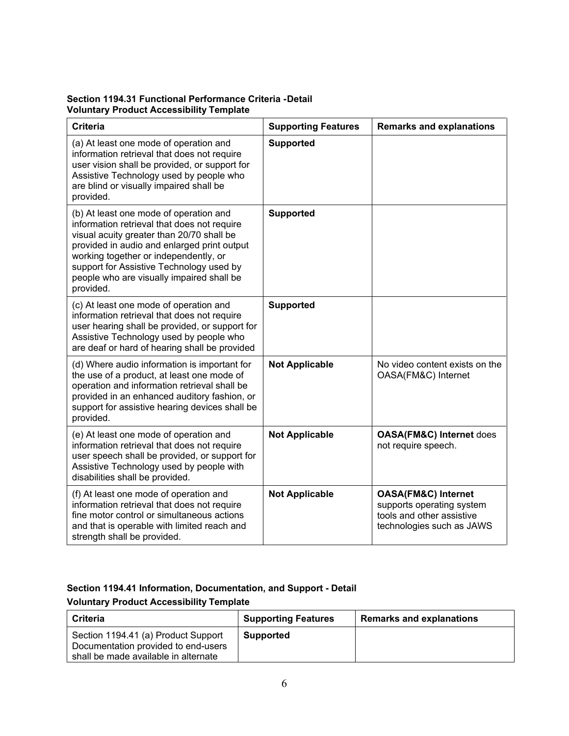**Section 1194.31 Functional Performance Criteria -Detail**
**Voluntary Product Accessibility Template**

| Criteria | Supporting Features | Remarks and explanations |
|---|---|---|
| (a) At least one mode of operation and information retrieval that does not require user vision shall be provided, or support for Assistive Technology used by people who are blind or visually impaired shall be provided. | **Supported** | |
| (b) At least one mode of operation and information retrieval that does not require visual acuity greater than 20/70 shall be provided in audio and enlarged print output working together or independently, or support for Assistive Technology used by people who are visually impaired shall be provided. | **Supported** | |
| (c) At least one mode of operation and information retrieval that does not require user hearing shall be provided, or support for Assistive Technology used by people who are deaf or hard of hearing shall be provided | **Supported** | |
| (d) Where audio information is important for the use of a product, at least one mode of operation and information retrieval shall be provided in an enhanced auditory fashion, or support for assistive hearing devices shall be provided. | **Not Applicable** | No video content exists on the OASA(FM&C) Internet |
| (e) At least one mode of operation and information retrieval that does not require user speech shall be provided, or support for Assistive Technology used by people with disabilities shall be provided. | **Not Applicable** | **OASA(FM&C) Internet** does not require speech. |
| (f) At least one mode of operation and information retrieval that does not require fine motor control or simultaneous actions and that is operable with limited reach and strength shall be provided. | **Not Applicable** | **OASA(FM&C) Internet** supports operating system tools and other assistive technologies such as JAWS |

**Section 1194.41 Information, Documentation, and Support - Detail**

**Voluntary Product Accessibility Template**

| Criteria | Supporting Features | Remarks and explanations |
|---|---|---|
| Section 1194.41 (a) Product Support Documentation provided to end-users shall be made available in alternate | **Supported** | |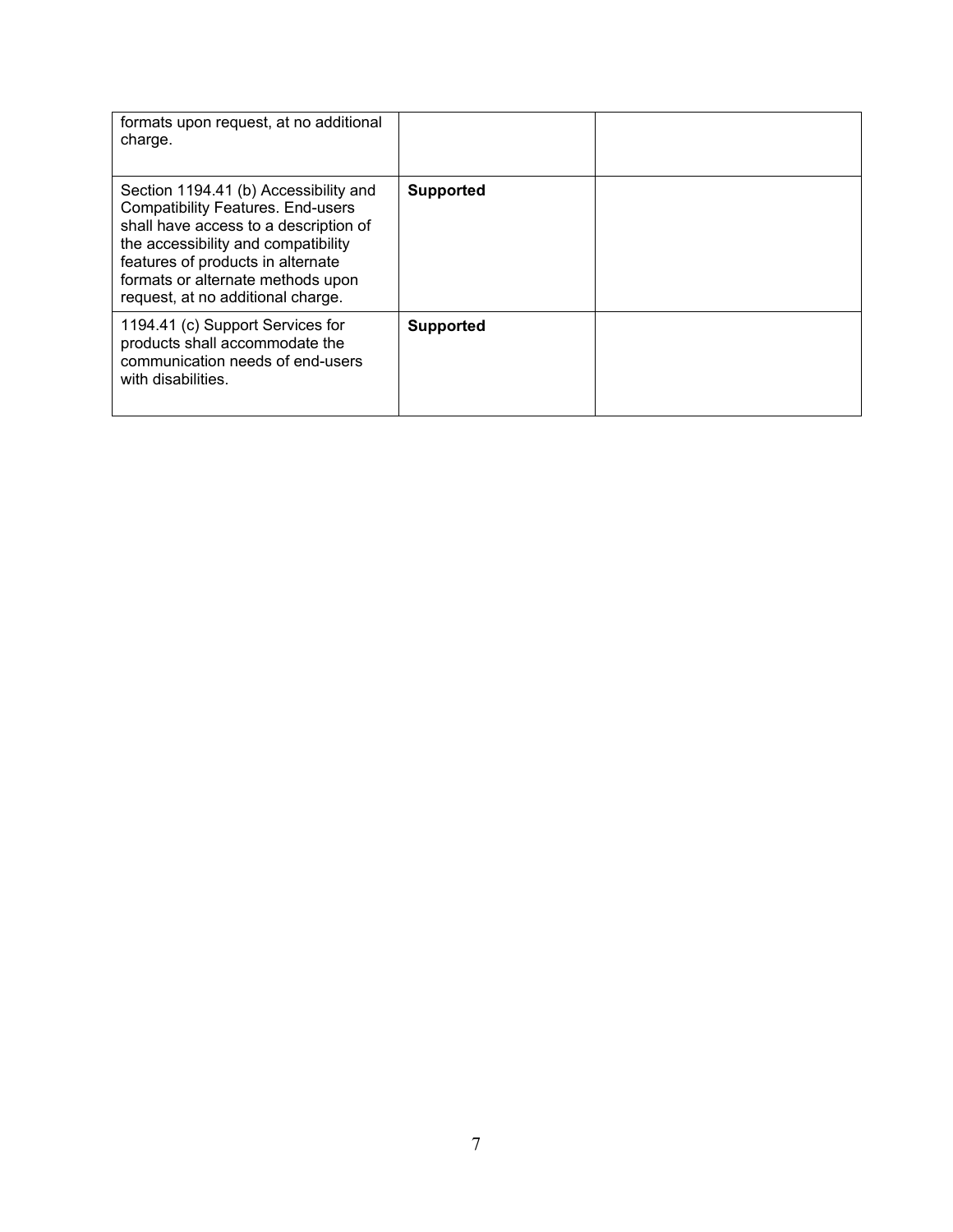| | | |
|---|---|---|
| formats upon request, at no additional charge. | | |
| Section 1194.41 (b) Accessibility and Compatibility Features. End-users shall have access to a description of the accessibility and compatibility features of products in alternate formats or alternate methods upon request, at no additional charge. | **Supported** | |
| 1194.41 (c) Support Services for products shall accommodate the communication needs of end-users with disabilities. | **Supported** | |